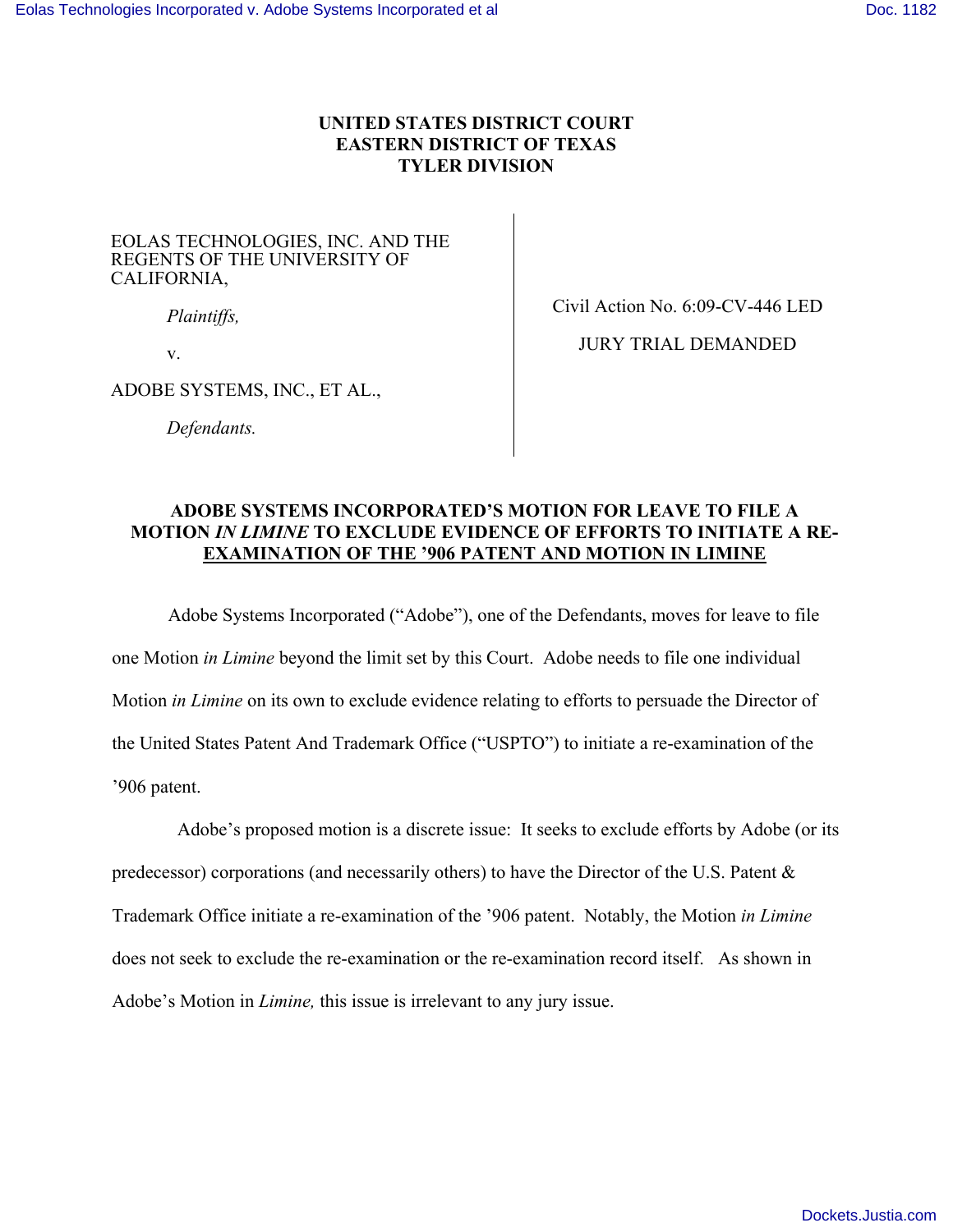**UNITED STATES DISTRICT COURT**
**EASTERN DISTRICT OF TEXAS**
**TYLER DIVISION**

| | |
|---|---|
| EOLAS TECHNOLOGIES, INC. AND THE REGENTS OF THE UNIVERSITY OF CALIFORNIA, | Civil Action No. 6:09-CV-446 LED |
| *Plaintiffs,* | JURY TRIAL DEMANDED |
| v. | |
| ADOBE SYSTEMS, INC., ET AL., | |
| *Defendants.* | |

**ADOBE SYSTEMS INCORPORATED'S MOTION FOR LEAVE TO FILE A MOTION *IN LIMINE* TO EXCLUDE EVIDENCE OF EFFORTS TO INITIATE A RE-EXAMINATION OF THE '906 PATENT AND MOTION IN LIMINE**

Adobe Systems Incorporated ("Adobe"), one of the Defendants, moves for leave to file one Motion *in Limine* beyond the limit set by this Court. Adobe needs to file one individual Motion *in Limine* on its own to exclude evidence relating to efforts to persuade the Director of the United States Patent And Trademark Office ("USPTO") to initiate a re-examination of the '906 patent.

Adobe's proposed motion is a discrete issue: It seeks to exclude efforts by Adobe (or its predecessor) corporations (and necessarily others) to have the Director of the U.S. Patent & Trademark Office initiate a re-examination of the '906 patent. Notably, the Motion *in Limine* does not seek to exclude the re-examination or the re-examination record itself. As shown in Adobe's Motion in *Limine,* this issue is irrelevant to any jury issue.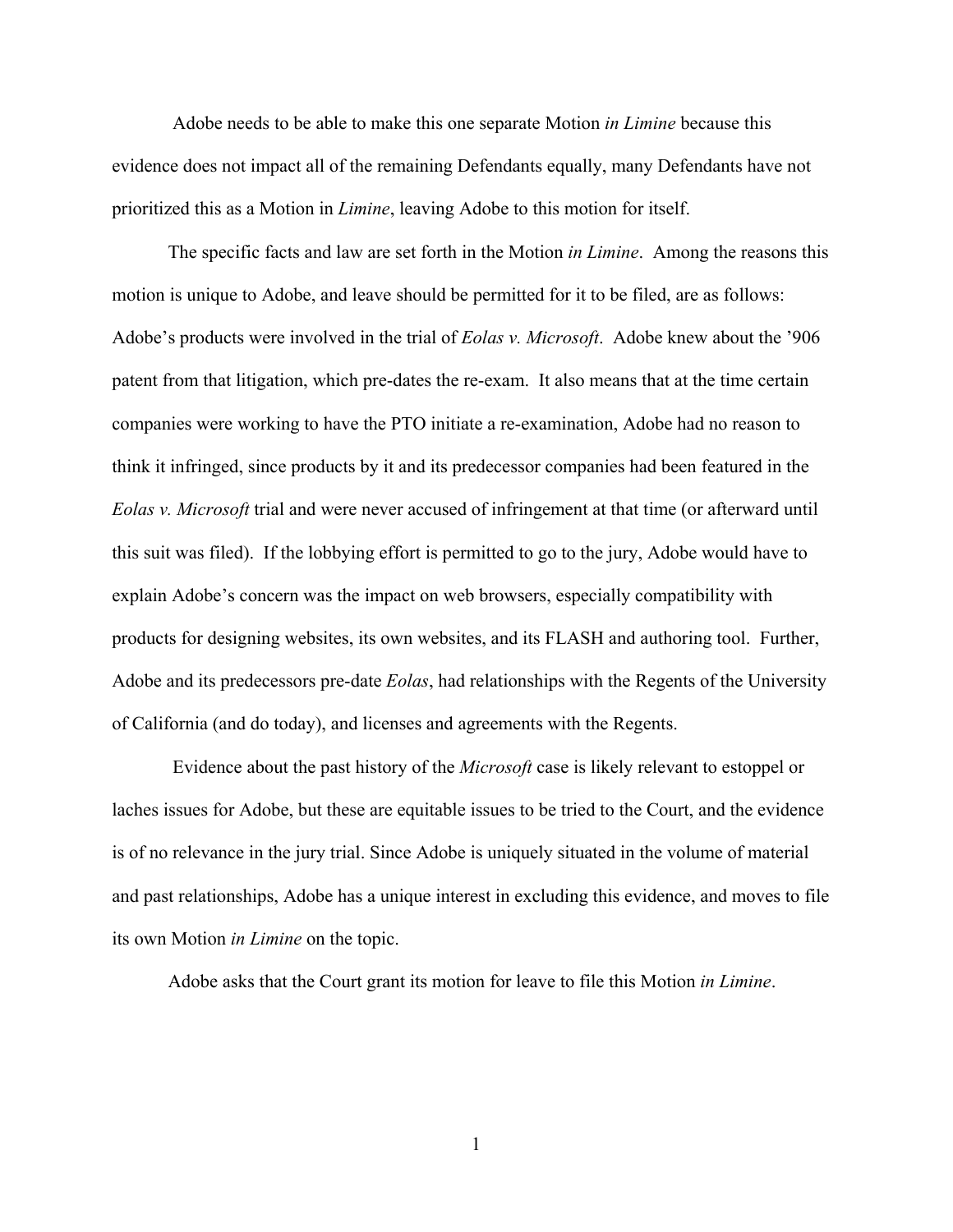Adobe needs to be able to make this one separate Motion *in Limine* because this evidence does not impact all of the remaining Defendants equally, many Defendants have not prioritized this as a Motion in *Limine*, leaving Adobe to this motion for itself.

The specific facts and law are set forth in the Motion *in Limine*. Among the reasons this motion is unique to Adobe, and leave should be permitted for it to be filed, are as follows: Adobe's products were involved in the trial of *Eolas v. Microsoft*. Adobe knew about the '906 patent from that litigation, which pre-dates the re-exam. It also means that at the time certain companies were working to have the PTO initiate a re-examination, Adobe had no reason to think it infringed, since products by it and its predecessor companies had been featured in the *Eolas v. Microsoft* trial and were never accused of infringement at that time (or afterward until this suit was filed). If the lobbying effort is permitted to go to the jury, Adobe would have to explain Adobe's concern was the impact on web browsers, especially compatibility with products for designing websites, its own websites, and its FLASH and authoring tool. Further, Adobe and its predecessors pre-date *Eolas*, had relationships with the Regents of the University of California (and do today), and licenses and agreements with the Regents.

Evidence about the past history of the *Microsoft* case is likely relevant to estoppel or laches issues for Adobe, but these are equitable issues to be tried to the Court, and the evidence is of no relevance in the jury trial. Since Adobe is uniquely situated in the volume of material and past relationships, Adobe has a unique interest in excluding this evidence, and moves to file its own Motion *in Limine* on the topic.

Adobe asks that the Court grant its motion for leave to file this Motion *in Limine*.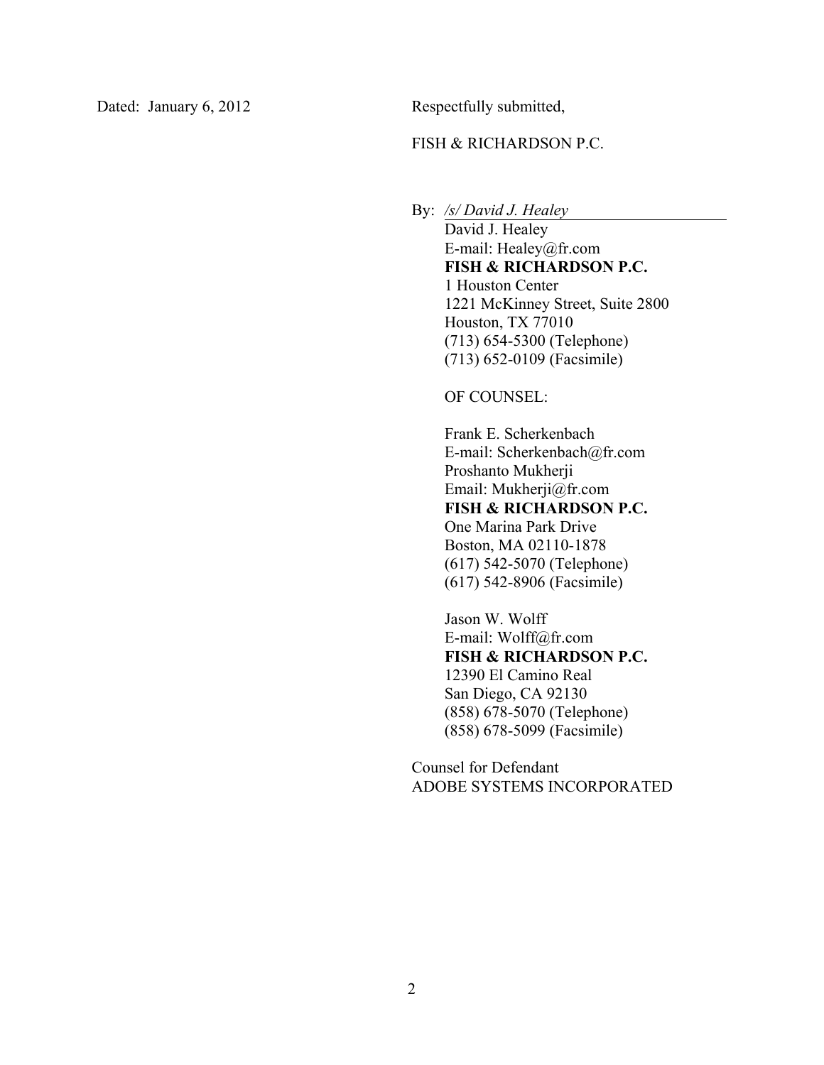Dated: January 6, 2012

Respectfully submitted,

FISH & RICHARDSON P.C.

By: */s/ David J. Healey*

David J. Healey
E-mail: Healey@fr.com
**FISH & RICHARDSON P.C.**
1 Houston Center
1221 McKinney Street, Suite 2800
Houston, TX 77010
(713) 654-5300 (Telephone)
(713) 652-0109 (Facsimile)

OF COUNSEL:

Frank E. Scherkenbach
E-mail: Scherkenbach@fr.com
Proshanto Mukherji
Email: Mukherji@fr.com
**FISH & RICHARDSON P.C.**
One Marina Park Drive
Boston, MA 02110-1878
(617) 542-5070 (Telephone)
(617) 542-8906 (Facsimile)

Jason W. Wolff
E-mail: Wolff@fr.com
**FISH & RICHARDSON P.C.**
12390 El Camino Real
San Diego, CA 92130
(858) 678-5070 (Telephone)
(858) 678-5099 (Facsimile)

Counsel for Defendant
ADOBE SYSTEMS INCORPORATED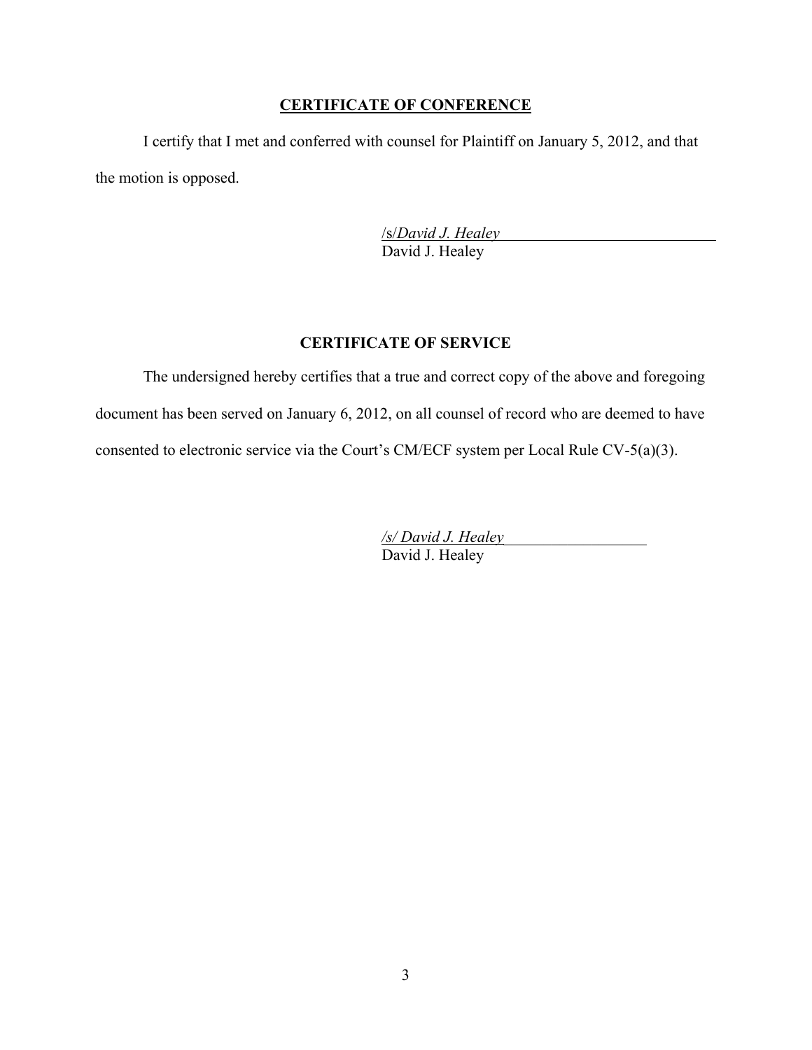## CERTIFICATE OF CONFERENCE

I certify that I met and conferred with counsel for Plaintiff on January 5, 2012, and that the motion is opposed.

/s/*David J. Healey*
David J. Healey

## CERTIFICATE OF SERVICE

The undersigned hereby certifies that a true and correct copy of the above and foregoing document has been served on January 6, 2012, on all counsel of record who are deemed to have consented to electronic service via the Court's CM/ECF system per Local Rule CV-5(a)(3).

*/s/ David J. Healey*
David J. Healey